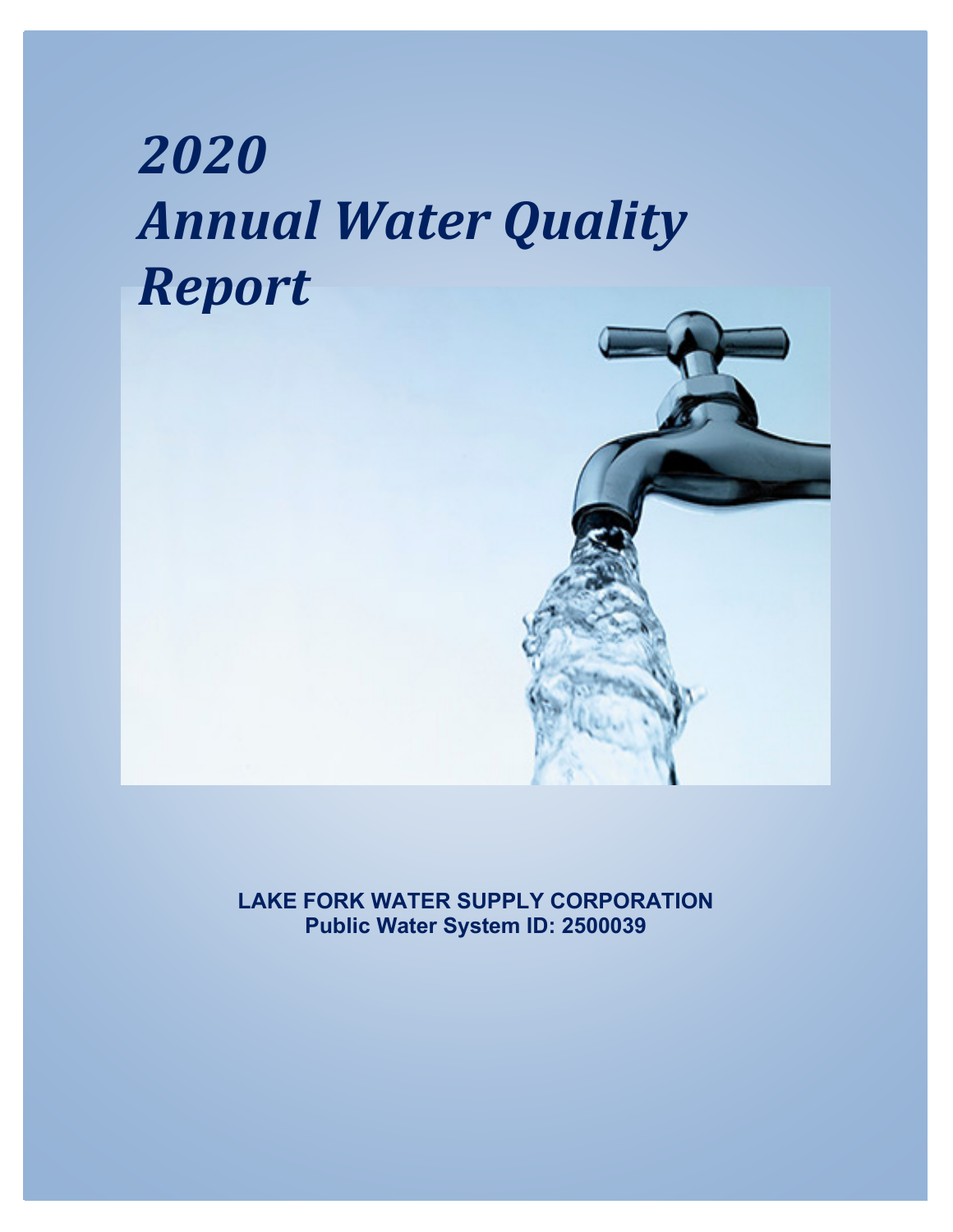# *2020 Annual Water Quality Report*

**LAKE FORK WATER SUPPLY CORPORATION**
**Public Water System ID: 2500039**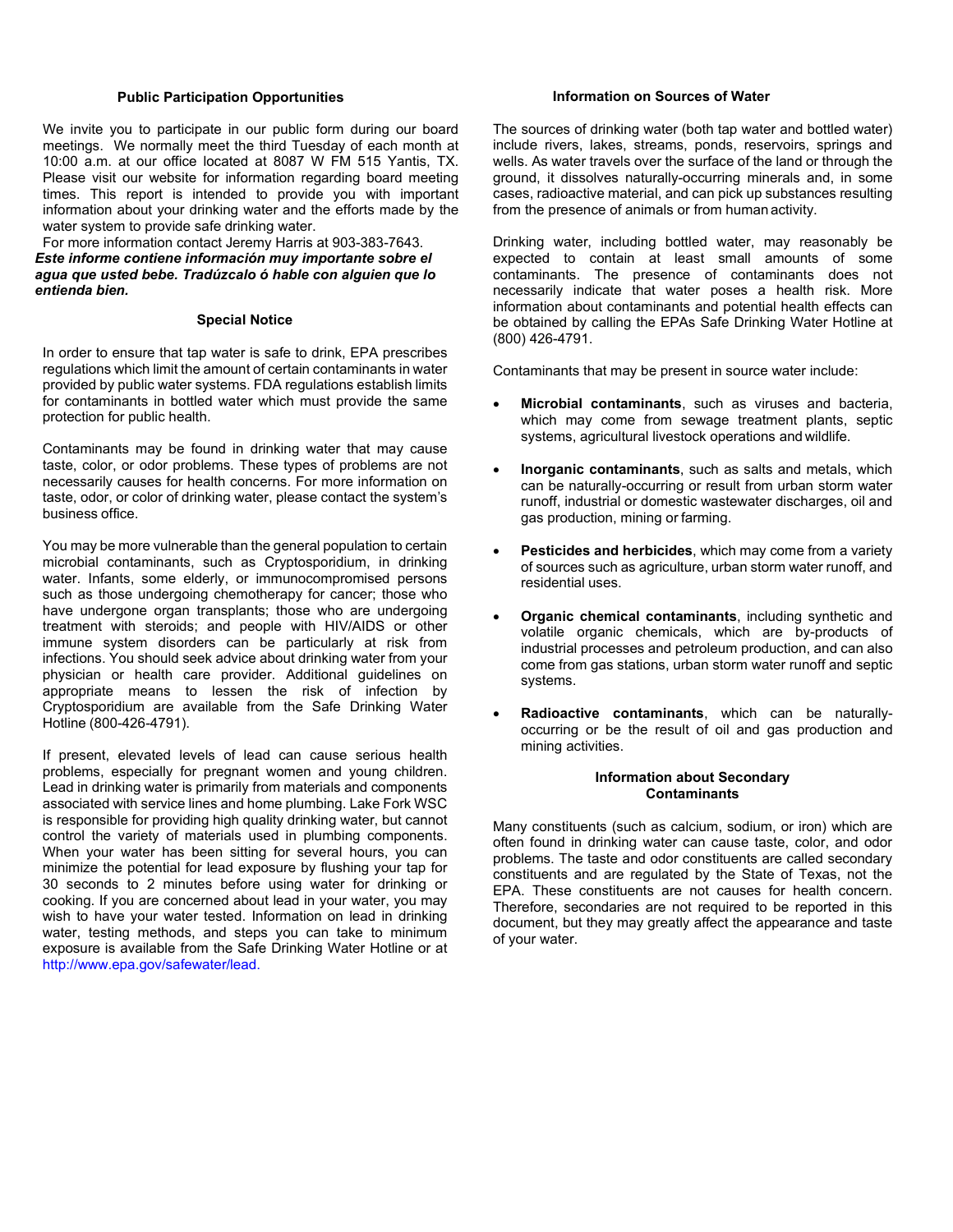## Public Participation Opportunities

We invite you to participate in our public form during our board meetings. We normally meet the third Tuesday of each month at 10:00 a.m. at our office located at 8087 W FM 515 Yantis, TX. Please visit our website for information regarding board meeting times. This report is intended to provide you with important information about your drinking water and the efforts made by the water system to provide safe drinking water.

For more information contact Jeremy Harris at 903-383-7643.

***Este informe contiene información muy importante sobre el agua que usted bebe. Tradúzcalo ó hable con alguien que lo entienda bien.***

## Special Notice

In order to ensure that tap water is safe to drink, EPA prescribes regulations which limit the amount of certain contaminants in water provided by public water systems. FDA regulations establish limits for contaminants in bottled water which must provide the same protection for public health.

Contaminants may be found in drinking water that may cause taste, color, or odor problems. These types of problems are not necessarily causes for health concerns. For more information on taste, odor, or color of drinking water, please contact the system's business office.

You may be more vulnerable than the general population to certain microbial contaminants, such as Cryptosporidium, in drinking water. Infants, some elderly, or immunocompromised persons such as those undergoing chemotherapy for cancer; those who have undergone organ transplants; those who are undergoing treatment with steroids; and people with HIV/AIDS or other immune system disorders can be particularly at risk from infections. You should seek advice about drinking water from your physician or health care provider. Additional guidelines on appropriate means to lessen the risk of infection by Cryptosporidium are available from the Safe Drinking Water Hotline (800-426-4791).

If present, elevated levels of lead can cause serious health problems, especially for pregnant women and young children. Lead in drinking water is primarily from materials and components associated with service lines and home plumbing. Lake Fork WSC is responsible for providing high quality drinking water, but cannot control the variety of materials used in plumbing components. When your water has been sitting for several hours, you can minimize the potential for lead exposure by flushing your tap for 30 seconds to 2 minutes before using water for drinking or cooking. If you are concerned about lead in your water, you may wish to have your water tested. Information on lead in drinking water, testing methods, and steps you can take to minimum exposure is available from the Safe Drinking Water Hotline or at http://www.epa.gov/safewater/lead.

## Information on Sources of Water

The sources of drinking water (both tap water and bottled water) include rivers, lakes, streams, ponds, reservoirs, springs and wells. As water travels over the surface of the land or through the ground, it dissolves naturally-occurring minerals and, in some cases, radioactive material, and can pick up substances resulting from the presence of animals or from human activity.

Drinking water, including bottled water, may reasonably be expected to contain at least small amounts of some contaminants. The presence of contaminants does not necessarily indicate that water poses a health risk. More information about contaminants and potential health effects can be obtained by calling the EPAs Safe Drinking Water Hotline at (800) 426-4791.

Contaminants that may be present in source water include:

- **Microbial contaminants**, such as viruses and bacteria, which may come from sewage treatment plants, septic systems, agricultural livestock operations and wildlife.
- **Inorganic contaminants**, such as salts and metals, which can be naturally-occurring or result from urban storm water runoff, industrial or domestic wastewater discharges, oil and gas production, mining or farming.
- **Pesticides and herbicides**, which may come from a variety of sources such as agriculture, urban storm water runoff, and residential uses.
- **Organic chemical contaminants**, including synthetic and volatile organic chemicals, which are by-products of industrial processes and petroleum production, and can also come from gas stations, urban storm water runoff and septic systems.
- **Radioactive contaminants**, which can be naturally-occurring or be the result of oil and gas production and mining activities.

## Information about Secondary Contaminants

Many constituents (such as calcium, sodium, or iron) which are often found in drinking water can cause taste, color, and odor problems. The taste and odor constituents are called secondary constituents and are regulated by the State of Texas, not the EPA. These constituents are not causes for health concern. Therefore, secondaries are not required to be reported in this document, but they may greatly affect the appearance and taste of your water.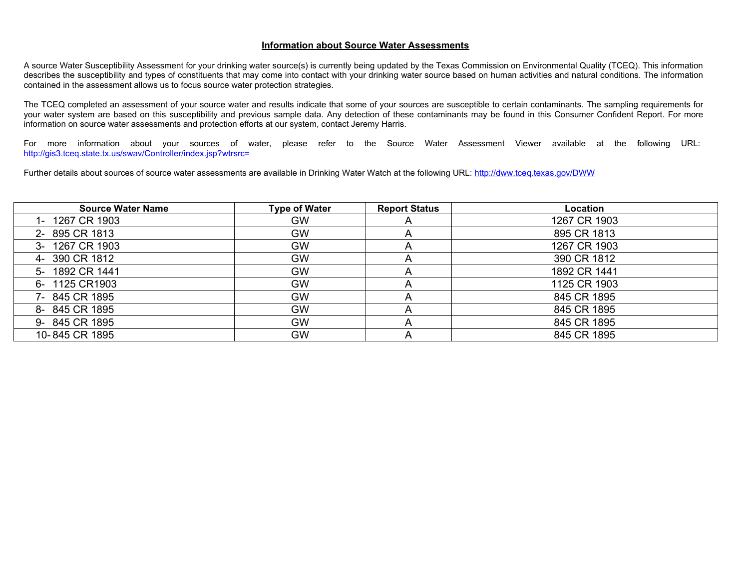## Information about Source Water Assessments

A source Water Susceptibility Assessment for your drinking water source(s) is currently being updated by the Texas Commission on Environmental Quality (TCEQ). This information describes the susceptibility and types of constituents that may come into contact with your drinking water source based on human activities and natural conditions. The information contained in the assessment allows us to focus source water protection strategies.

The TCEQ completed an assessment of your source water and results indicate that some of your sources are susceptible to certain contaminants. The sampling requirements for your water system are based on this susceptibility and previous sample data. Any detection of these contaminants may be found in this Consumer Confident Report. For more information on source water assessments and protection efforts at our system, contact Jeremy Harris.

For more information about your sources of water, please refer to the Source Water Assessment Viewer available at the following URL: http://gis3.tceq.state.tx.us/swav/Controller/index.jsp?wtrsrc=

Further details about sources of source water assessments are available in Drinking Water Watch at the following URL: http://dww.tceq.texas.gov/DWW

| Source Water Name | Type of Water | Report Status | Location |
|---|---|---|---|
| 1- 1267 CR 1903 | GW | A | 1267 CR 1903 |
| 2- 895 CR 1813 | GW | A | 895 CR 1813 |
| 3- 1267 CR 1903 | GW | A | 1267 CR 1903 |
| 4- 390 CR 1812 | GW | A | 390 CR 1812 |
| 5- 1892 CR 1441 | GW | A | 1892 CR 1441 |
| 6- 1125 CR1903 | GW | A | 1125 CR 1903 |
| 7- 845 CR 1895 | GW | A | 845 CR 1895 |
| 8- 845 CR 1895 | GW | A | 845 CR 1895 |
| 9- 845 CR 1895 | GW | A | 845 CR 1895 |
| 10- 845 CR 1895 | GW | A | 845 CR 1895 |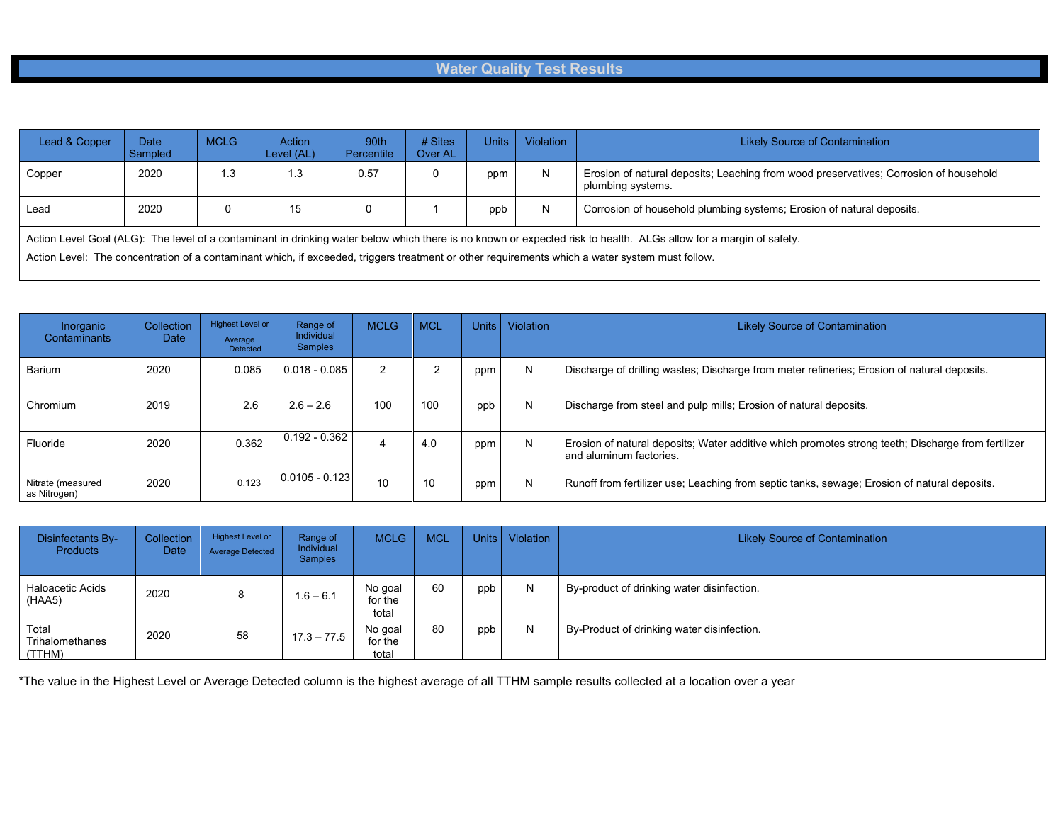# Water Quality Test Results

| Lead & Copper | Date Sampled | MCLG | Action Level (AL) | 90th Percentile | # Sites Over AL | Units | Violation | Likely Source of Contamination |
|---|---|---|---|---|---|---|---|---|
| Copper | 2020 | 1.3 | 1.3 | 0.57 | 0 | ppm | N | Erosion of natural deposits; Leaching from wood preservatives; Corrosion of household plumbing systems. |
| Lead | 2020 | 0 | 15 | 0 | 1 | ppb | N | Corrosion of household plumbing systems; Erosion of natural deposits. |

Action Level Goal (ALG): The level of a contaminant in drinking water below which there is no known or expected risk to health. ALGs allow for a margin of safety.

Action Level: The concentration of a contaminant which, if exceeded, triggers treatment or other requirements which a water system must follow.

| Inorganic Contaminants | Collection Date | Highest Level or Average Detected | Range of Individual Samples | MCLG | MCL | Units | Violation | Likely Source of Contamination |
|---|---|---|---|---|---|---|---|---|
| Barium | 2020 | 0.085 | 0.018 - 0.085 | 2 | 2 | ppm | N | Discharge of drilling wastes; Discharge from meter refineries; Erosion of natural deposits. |
| Chromium | 2019 | 2.6 | 2.6 – 2.6 | 100 | 100 | ppb | N | Discharge from steel and pulp mills; Erosion of natural deposits. |
| Fluoride | 2020 | 0.362 | 0.192 - 0.362 | 4 | 4.0 | ppm | N | Erosion of natural deposits; Water additive which promotes strong teeth; Discharge from fertilizer and aluminum factories. |
| Nitrate (measured as Nitrogen) | 2020 | 0.123 | 0.0105 - 0.123 | 10 | 10 | ppm | N | Runoff from fertilizer use; Leaching from septic tanks, sewage; Erosion of natural deposits. |

| Disinfectants By-Products | Collection Date | Highest Level or Average Detected | Range of Individual Samples | MCLG | MCL | Units | Violation | Likely Source of Contamination |
|---|---|---|---|---|---|---|---|---|
| Haloacetic Acids (HAA5) | 2020 | 8 | 1.6 – 6.1 | No goal for the total | 60 | ppb | N | By-product of drinking water disinfection. |
| Total Trihalomethanes (TTHM) | 2020 | 58 | 17.3 – 77.5 | No goal for the total | 80 | ppb | N | By-Product of drinking water disinfection. |

*The value in the Highest Level or Average Detected column is the highest average of all TTHM sample results collected at a location over a year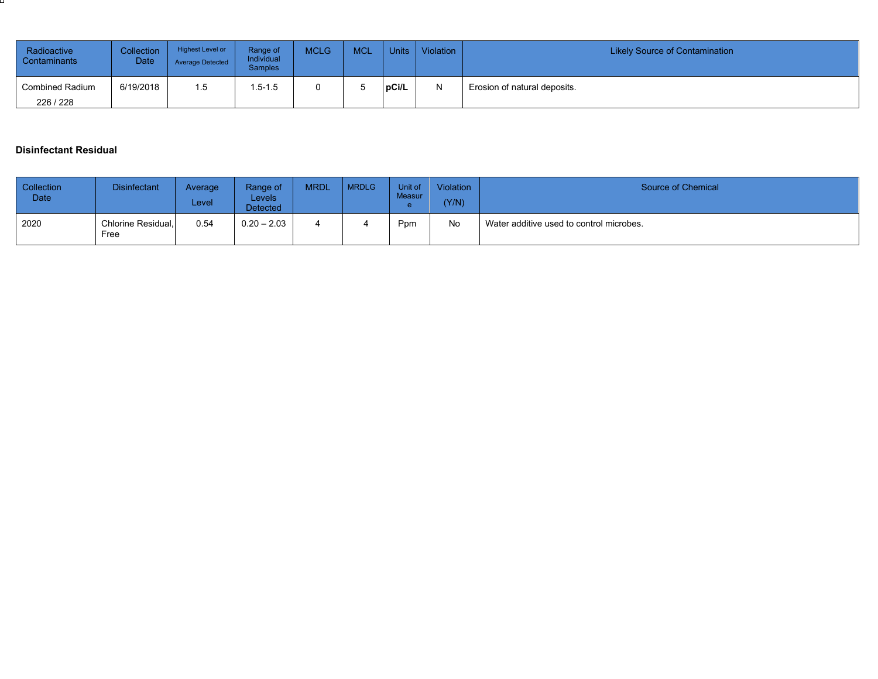| Radioactive Contaminants | Collection Date | Highest Level or Average Detected | Range of Individual Samples | MCLG | MCL | Units | Violation | Likely Source of Contamination |
|---|---|---|---|---|---|---|---|---|
| Combined Radium 226 / 228 | 6/19/2018 | 1.5 | 1.5-1.5 | 0 | 5 | **pCi/L** | N | Erosion of natural deposits. |

**Disinfectant Residual**

| Collection Date | Disinfectant | Average Level | Range of Levels Detected | MRDL | MRDLG | Unit of Measure | Violation (Y/N) | Source of Chemical |
|---|---|---|---|---|---|---|---|---|
| 2020 | Chlorine Residual, Free | 0.54 | 0.20 – 2.03 | 4 | 4 | Ppm | No | Water additive used to control microbes. |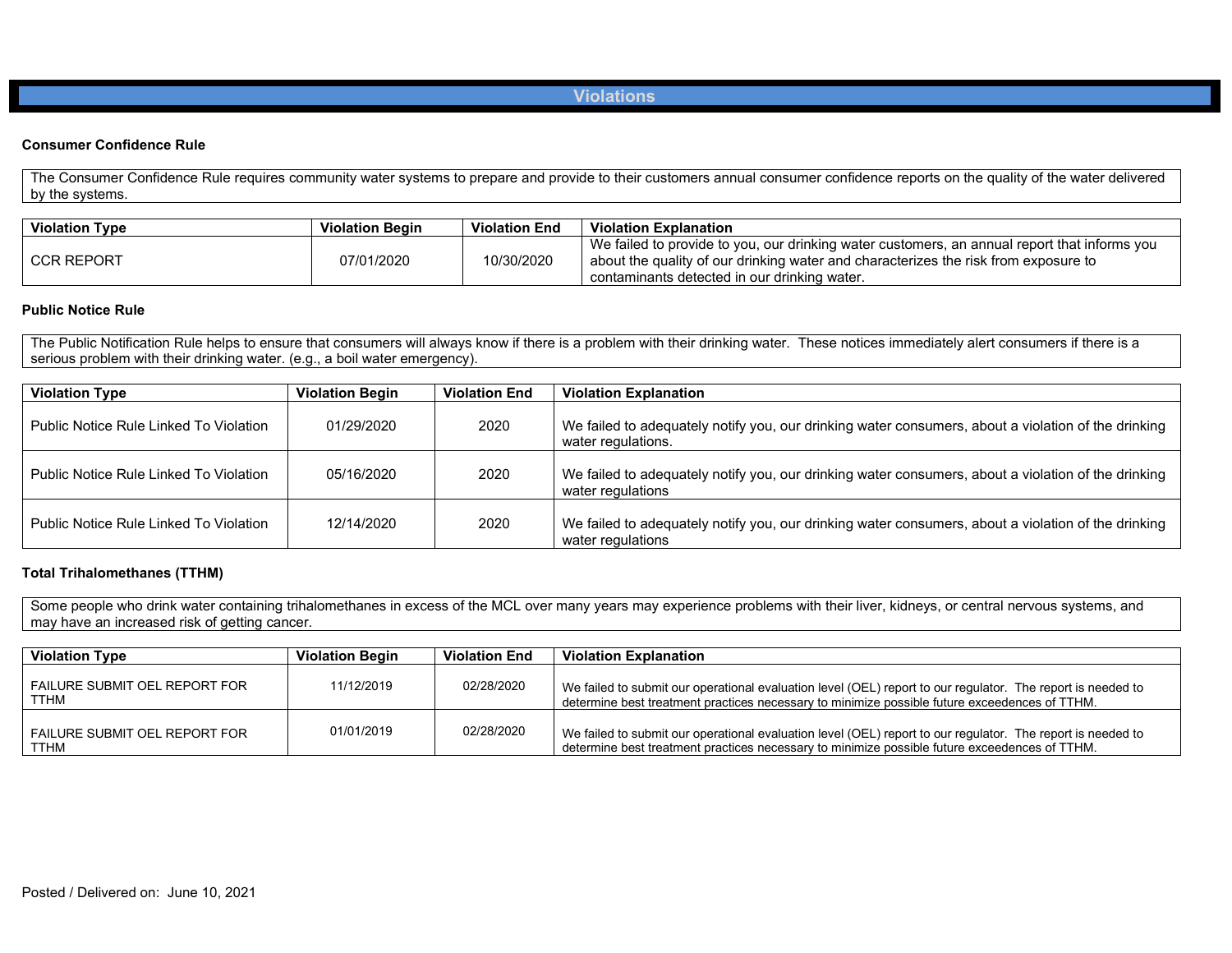## Violations

### Consumer Confidence Rule

The Consumer Confidence Rule requires community water systems to prepare and provide to their customers annual consumer confidence reports on the quality of the water delivered by the systems.

| Violation Type | Violation Begin | Violation End | Violation Explanation |
|---|---|---|---|
| CCR REPORT | 07/01/2020 | 10/30/2020 | We failed to provide to you, our drinking water customers, an annual report that informs you about the quality of our drinking water and characterizes the risk from exposure to contaminants detected in our drinking water. |

### Public Notice Rule

The Public Notification Rule helps to ensure that consumers will always know if there is a problem with their drinking water. These notices immediately alert consumers if there is a serious problem with their drinking water. (e.g., a boil water emergency).

| Violation Type | Violation Begin | Violation End | Violation Explanation |
|---|---|---|---|
| Public Notice Rule Linked To Violation | 01/29/2020 | 2020 | We failed to adequately notify you, our drinking water consumers, about a violation of the drinking water regulations. |
| Public Notice Rule Linked To Violation | 05/16/2020 | 2020 | We failed to adequately notify you, our drinking water consumers, about a violation of the drinking water regulations |
| Public Notice Rule Linked To Violation | 12/14/2020 | 2020 | We failed to adequately notify you, our drinking water consumers, about a violation of the drinking water regulations |

### Total Trihalomethanes (TTHM)

Some people who drink water containing trihalomethanes in excess of the MCL over many years may experience problems with their liver, kidneys, or central nervous systems, and may have an increased risk of getting cancer.

| Violation Type | Violation Begin | Violation End | Violation Explanation |
|---|---|---|---|
| FAILURE SUBMIT OEL REPORT FOR TTHM | 11/12/2019 | 02/28/2020 | We failed to submit our operational evaluation level (OEL) report to our regulator. The report is needed to determine best treatment practices necessary to minimize possible future exceedences of TTHM. |
| FAILURE SUBMIT OEL REPORT FOR TTHM | 01/01/2019 | 02/28/2020 | We failed to submit our operational evaluation level (OEL) report to our regulator. The report is needed to determine best treatment practices necessary to minimize possible future exceedences of TTHM. |

Posted / Delivered on: June 10, 2021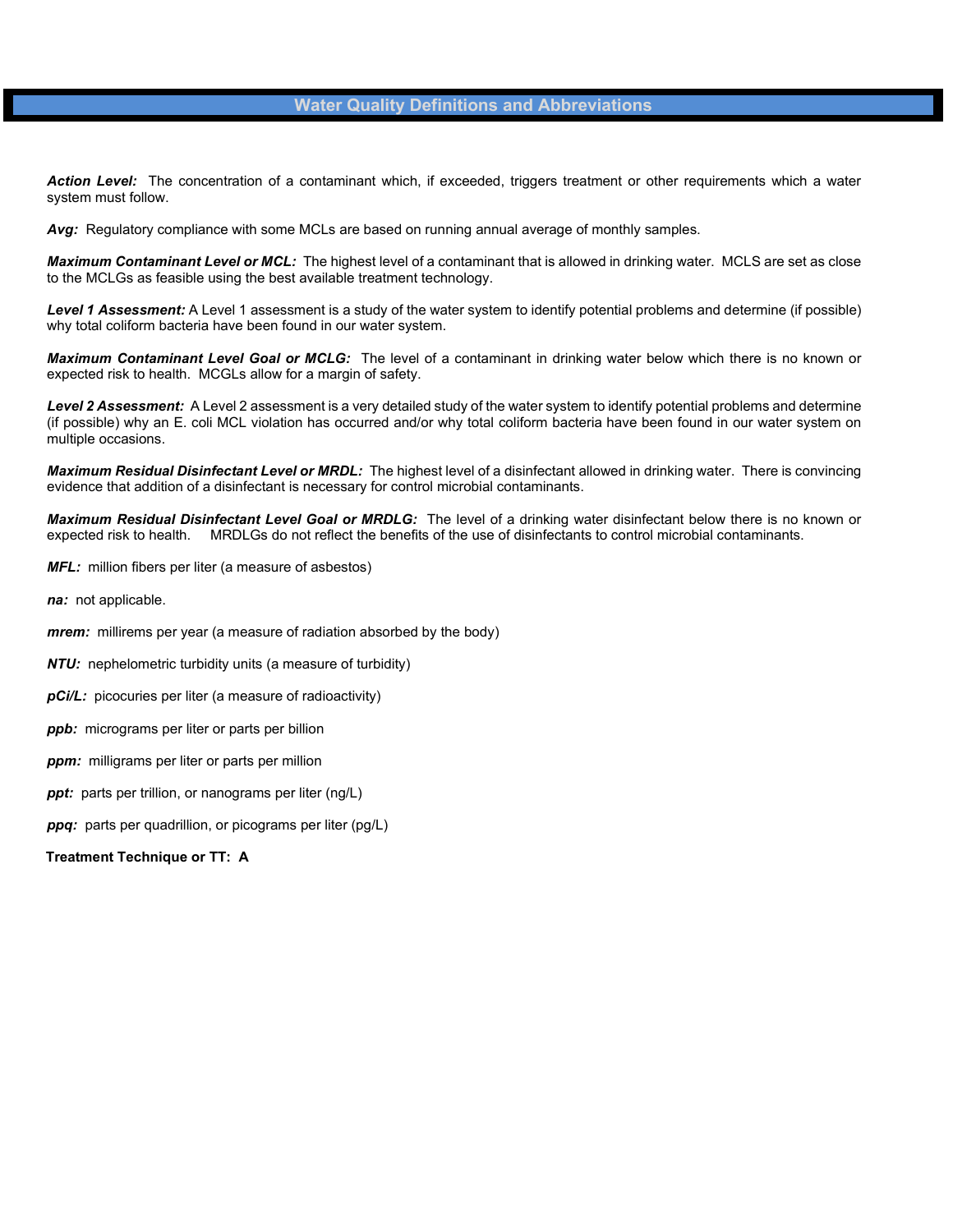## Water Quality Definitions and Abbreviations

***Action Level:*** The concentration of a contaminant which, if exceeded, triggers treatment or other requirements which a water system must follow.

***Avg:*** Regulatory compliance with some MCLs are based on running annual average of monthly samples.

***Maximum Contaminant Level or MCL:*** The highest level of a contaminant that is allowed in drinking water. MCLS are set as close to the MCLGs as feasible using the best available treatment technology.

***Level 1 Assessment:*** A Level 1 assessment is a study of the water system to identify potential problems and determine (if possible) why total coliform bacteria have been found in our water system.

***Maximum Contaminant Level Goal or MCLG:*** The level of a contaminant in drinking water below which there is no known or expected risk to health. MCGLs allow for a margin of safety.

***Level 2 Assessment:*** A Level 2 assessment is a very detailed study of the water system to identify potential problems and determine (if possible) why an E. coli MCL violation has occurred and/or why total coliform bacteria have been found in our water system on multiple occasions.

***Maximum Residual Disinfectant Level or MRDL:*** The highest level of a disinfectant allowed in drinking water. There is convincing evidence that addition of a disinfectant is necessary for control microbial contaminants.

***Maximum Residual Disinfectant Level Goal or MRDLG:*** The level of a drinking water disinfectant below there is no known or expected risk to health. MRDLGs do not reflect the benefits of the use of disinfectants to control microbial contaminants.

***MFL:*** million fibers per liter (a measure of asbestos)

***na:*** not applicable.

***mrem:*** millirems per year (a measure of radiation absorbed by the body)

***NTU:*** nephelometric turbidity units (a measure of turbidity)

***pCi/L:*** picocuries per liter (a measure of radioactivity)

***ppb:*** micrograms per liter or parts per billion

***ppm:*** milligrams per liter or parts per million

***ppt:*** parts per trillion, or nanograms per liter (ng/L)

***ppq:*** parts per quadrillion, or picograms per liter (pg/L)

**Treatment Technique or TT: A**